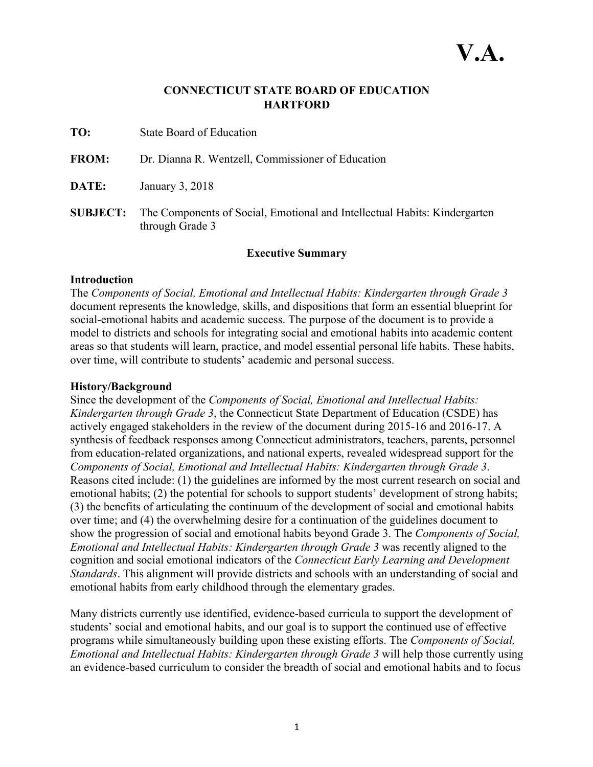# V.A.

**CONNECTICUT STATE BOARD OF EDUCATION**
**HARTFORD**

**TO:** State Board of Education

**FROM:** Dr. Dianna R. Wentzell, Commissioner of Education

**DATE:** January 3, 2018

**SUBJECT:** The Components of Social, Emotional and Intellectual Habits: Kindergarten through Grade 3

## Executive Summary

### Introduction

The *Components of Social, Emotional and Intellectual Habits: Kindergarten through Grade 3* document represents the knowledge, skills, and dispositions that form an essential blueprint for social-emotional habits and academic success. The purpose of the document is to provide a model to districts and schools for integrating social and emotional habits into academic content areas so that students will learn, practice, and model essential personal life habits. These habits, over time, will contribute to students' academic and personal success.

### History/Background

Since the development of the *Components of Social, Emotional and Intellectual Habits: Kindergarten through Grade 3*, the Connecticut State Department of Education (CSDE) has actively engaged stakeholders in the review of the document during 2015-16 and 2016-17. A synthesis of feedback responses among Connecticut administrators, teachers, parents, personnel from education-related organizations, and national experts, revealed widespread support for the *Components of Social, Emotional and Intellectual Habits: Kindergarten through Grade 3*. Reasons cited include: (1) the guidelines are informed by the most current research on social and emotional habits; (2) the potential for schools to support students' development of strong habits; (3) the benefits of articulating the continuum of the development of social and emotional habits over time; and (4) the overwhelming desire for a continuation of the guidelines document to show the progression of social and emotional habits beyond Grade 3. The *Components of Social, Emotional and Intellectual Habits: Kindergarten through Grade 3* was recently aligned to the cognition and social emotional indicators of the *Connecticut Early Learning and Development Standards*. This alignment will provide districts and schools with an understanding of social and emotional habits from early childhood through the elementary grades.

Many districts currently use identified, evidence-based curricula to support the development of students' social and emotional habits, and our goal is to support the continued use of effective programs while simultaneously building upon these existing efforts. The *Components of Social, Emotional and Intellectual Habits: Kindergarten through Grade 3* will help those currently using an evidence-based curriculum to consider the breadth of social and emotional habits and to focus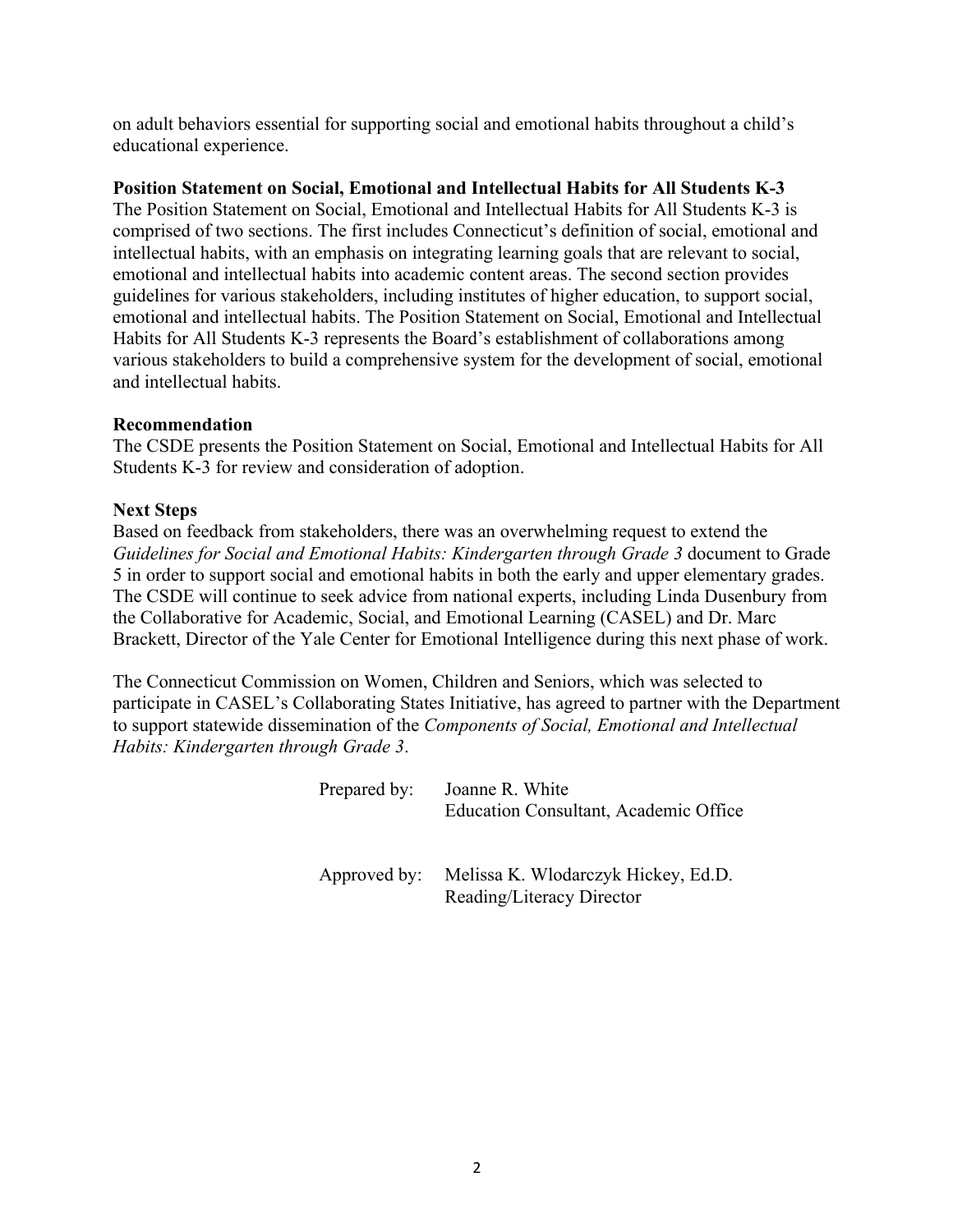on adult behaviors essential for supporting social and emotional habits throughout a child's educational experience.

**Position Statement on Social, Emotional and Intellectual Habits for All Students K-3**

The Position Statement on Social, Emotional and Intellectual Habits for All Students K-3 is comprised of two sections. The first includes Connecticut's definition of social, emotional and intellectual habits, with an emphasis on integrating learning goals that are relevant to social, emotional and intellectual habits into academic content areas. The second section provides guidelines for various stakeholders, including institutes of higher education, to support social, emotional and intellectual habits. The Position Statement on Social, Emotional and Intellectual Habits for All Students K-3 represents the Board's establishment of collaborations among various stakeholders to build a comprehensive system for the development of social, emotional and intellectual habits.

**Recommendation**

The CSDE presents the Position Statement on Social, Emotional and Intellectual Habits for All Students K-3 for review and consideration of adoption.

**Next Steps**

Based on feedback from stakeholders, there was an overwhelming request to extend the *Guidelines for Social and Emotional Habits: Kindergarten through Grade 3* document to Grade 5 in order to support social and emotional habits in both the early and upper elementary grades. The CSDE will continue to seek advice from national experts, including Linda Dusenbury from the Collaborative for Academic, Social, and Emotional Learning (CASEL) and Dr. Marc Brackett, Director of the Yale Center for Emotional Intelligence during this next phase of work.

The Connecticut Commission on Women, Children and Seniors, which was selected to participate in CASEL's Collaborating States Initiative, has agreed to partner with the Department to support statewide dissemination of the *Components of Social, Emotional and Intellectual Habits: Kindergarten through Grade 3*.

Prepared by: Joanne R. White
Education Consultant, Academic Office

Approved by: Melissa K. Wlodarczyk Hickey, Ed.D.
Reading/Literacy Director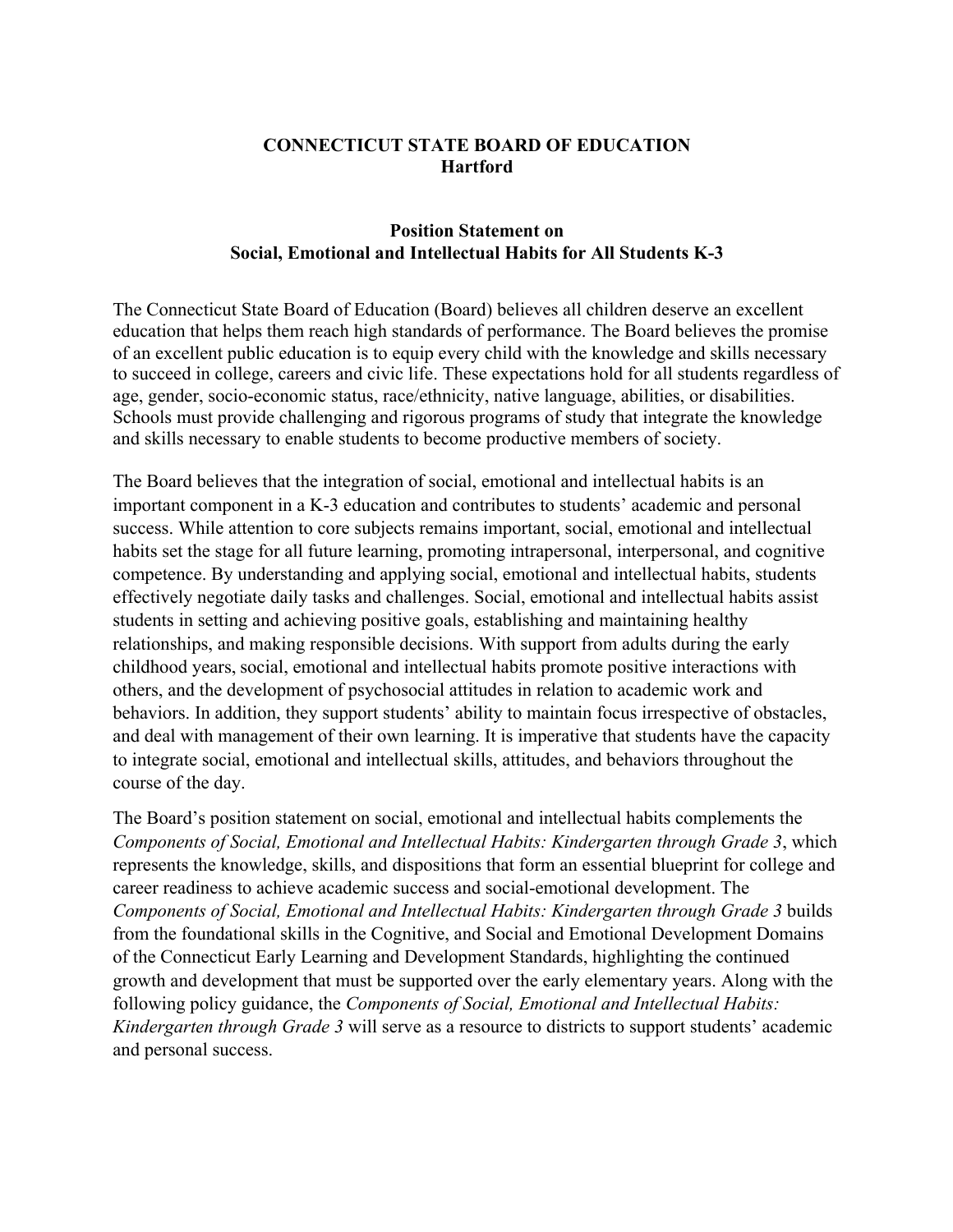**CONNECTICUT STATE BOARD OF EDUCATION**
**Hartford**

## Position Statement on Social, Emotional and Intellectual Habits for All Students K-3

The Connecticut State Board of Education (Board) believes all children deserve an excellent education that helps them reach high standards of performance. The Board believes the promise of an excellent public education is to equip every child with the knowledge and skills necessary to succeed in college, careers and civic life. These expectations hold for all students regardless of age, gender, socio-economic status, race/ethnicity, native language, abilities, or disabilities. Schools must provide challenging and rigorous programs of study that integrate the knowledge and skills necessary to enable students to become productive members of society.

The Board believes that the integration of social, emotional and intellectual habits is an important component in a K-3 education and contributes to students' academic and personal success. While attention to core subjects remains important, social, emotional and intellectual habits set the stage for all future learning, promoting intrapersonal, interpersonal, and cognitive competence. By understanding and applying social, emotional and intellectual habits, students effectively negotiate daily tasks and challenges. Social, emotional and intellectual habits assist students in setting and achieving positive goals, establishing and maintaining healthy relationships, and making responsible decisions. With support from adults during the early childhood years, social, emotional and intellectual habits promote positive interactions with others, and the development of psychosocial attitudes in relation to academic work and behaviors. In addition, they support students' ability to maintain focus irrespective of obstacles, and deal with management of their own learning. It is imperative that students have the capacity to integrate social, emotional and intellectual skills, attitudes, and behaviors throughout the course of the day.

The Board's position statement on social, emotional and intellectual habits complements the *Components of Social, Emotional and Intellectual Habits: Kindergarten through Grade 3*, which represents the knowledge, skills, and dispositions that form an essential blueprint for college and career readiness to achieve academic success and social-emotional development. The *Components of Social, Emotional and Intellectual Habits: Kindergarten through Grade 3* builds from the foundational skills in the Cognitive, and Social and Emotional Development Domains of the Connecticut Early Learning and Development Standards, highlighting the continued growth and development that must be supported over the early elementary years. Along with the following policy guidance, the *Components of Social, Emotional and Intellectual Habits: Kindergarten through Grade 3* will serve as a resource to districts to support students' academic and personal success.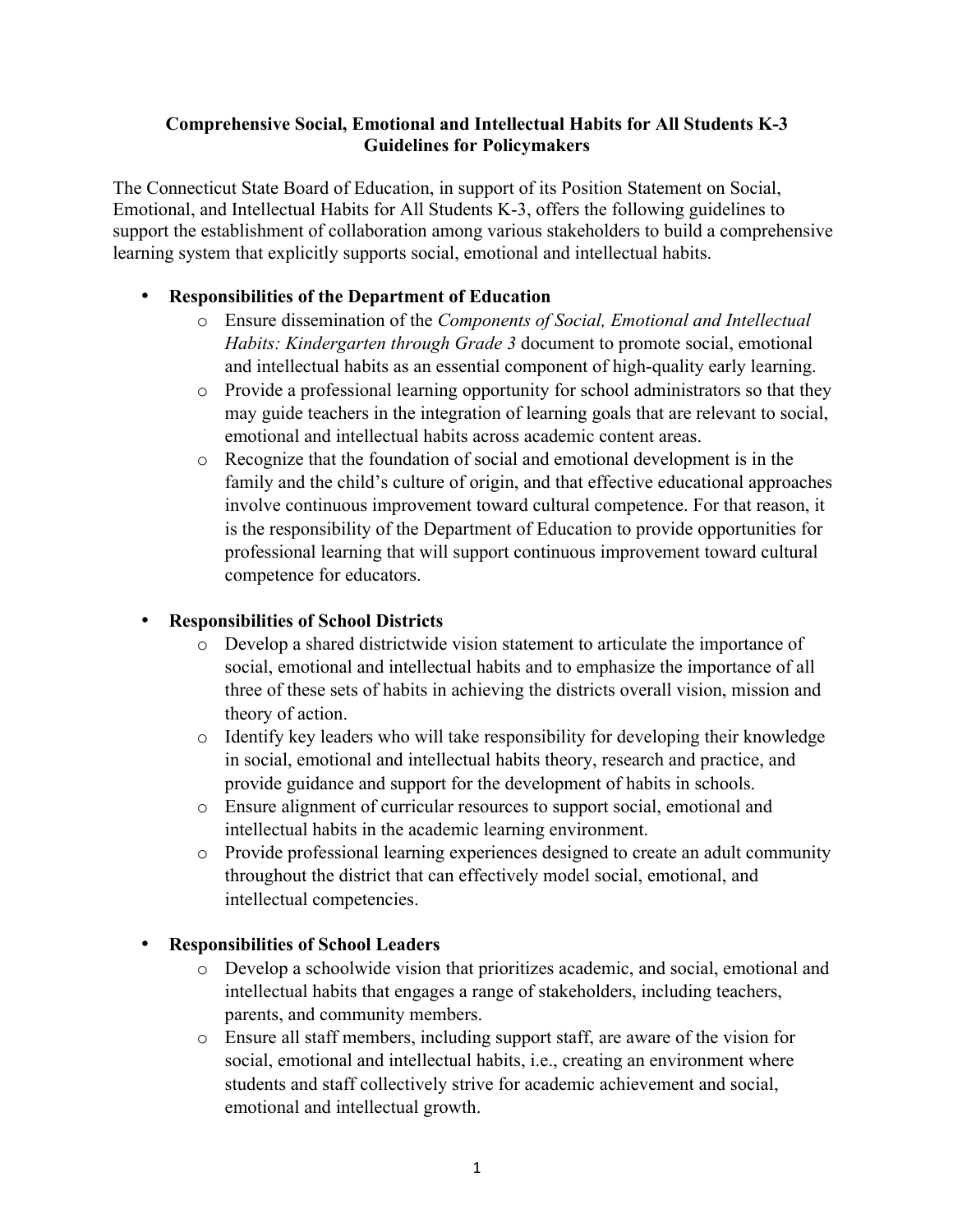**Comprehensive Social, Emotional and Intellectual Habits for All Students K-3**
**Guidelines for Policymakers**

The Connecticut State Board of Education, in support of its Position Statement on Social, Emotional, and Intellectual Habits for All Students K-3, offers the following guidelines to support the establishment of collaboration among various stakeholders to build a comprehensive learning system that explicitly supports social, emotional and intellectual habits.

- **Responsibilities of the Department of Education**
  - Ensure dissemination of the *Components of Social, Emotional and Intellectual Habits: Kindergarten through Grade 3* document to promote social, emotional and intellectual habits as an essential component of high-quality early learning.
  - Provide a professional learning opportunity for school administrators so that they may guide teachers in the integration of learning goals that are relevant to social, emotional and intellectual habits across academic content areas.
  - Recognize that the foundation of social and emotional development is in the family and the child's culture of origin, and that effective educational approaches involve continuous improvement toward cultural competence. For that reason, it is the responsibility of the Department of Education to provide opportunities for professional learning that will support continuous improvement toward cultural competence for educators.

- **Responsibilities of School Districts**
  - Develop a shared districtwide vision statement to articulate the importance of social, emotional and intellectual habits and to emphasize the importance of all three of these sets of habits in achieving the districts overall vision, mission and theory of action.
  - Identify key leaders who will take responsibility for developing their knowledge in social, emotional and intellectual habits theory, research and practice, and provide guidance and support for the development of habits in schools.
  - Ensure alignment of curricular resources to support social, emotional and intellectual habits in the academic learning environment.
  - Provide professional learning experiences designed to create an adult community throughout the district that can effectively model social, emotional, and intellectual competencies.

- **Responsibilities of School Leaders**
  - Develop a schoolwide vision that prioritizes academic, and social, emotional and intellectual habits that engages a range of stakeholders, including teachers, parents, and community members.
  - Ensure all staff members, including support staff, are aware of the vision for social, emotional and intellectual habits, i.e., creating an environment where students and staff collectively strive for academic achievement and social, emotional and intellectual growth.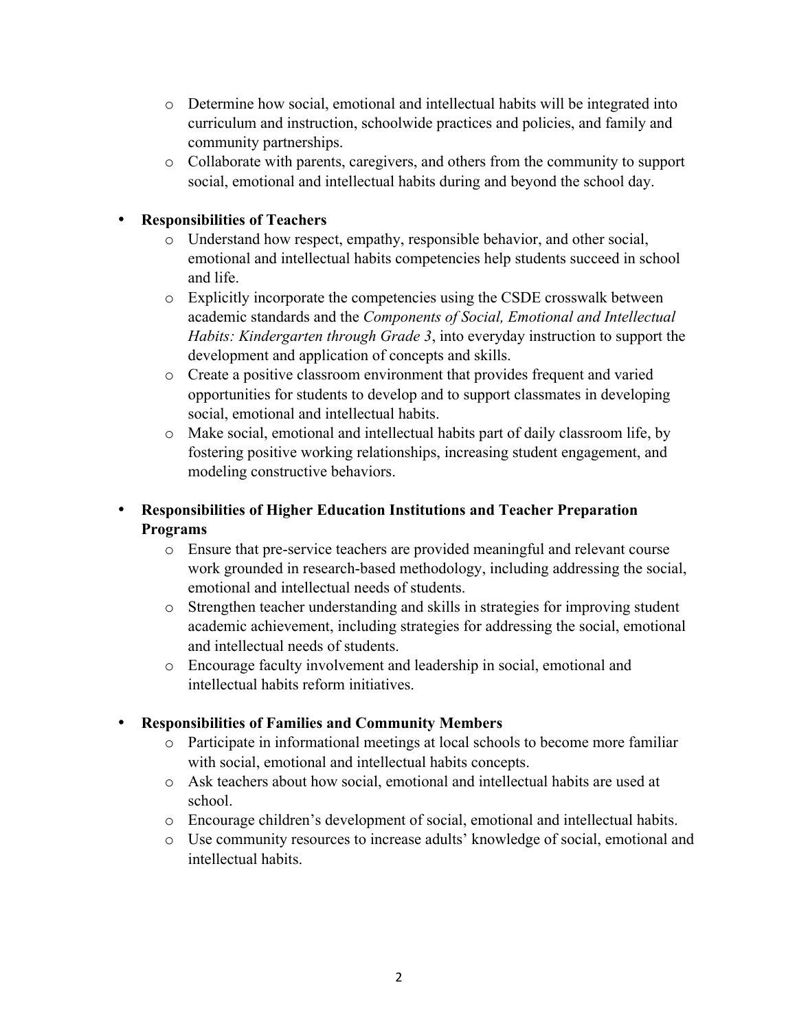- Determine how social, emotional and intellectual habits will be integrated into curriculum and instruction, schoolwide practices and policies, and family and community partnerships.
  - Collaborate with parents, caregivers, and others from the community to support social, emotional and intellectual habits during and beyond the school day.

- **Responsibilities of Teachers**
  - Understand how respect, empathy, responsible behavior, and other social, emotional and intellectual habits competencies help students succeed in school and life.
  - Explicitly incorporate the competencies using the CSDE crosswalk between academic standards and the *Components of Social, Emotional and Intellectual Habits: Kindergarten through Grade 3*, into everyday instruction to support the development and application of concepts and skills.
  - Create a positive classroom environment that provides frequent and varied opportunities for students to develop and to support classmates in developing social, emotional and intellectual habits.
  - Make social, emotional and intellectual habits part of daily classroom life, by fostering positive working relationships, increasing student engagement, and modeling constructive behaviors.

- **Responsibilities of Higher Education Institutions and Teacher Preparation Programs**
  - Ensure that pre-service teachers are provided meaningful and relevant course work grounded in research-based methodology, including addressing the social, emotional and intellectual needs of students.
  - Strengthen teacher understanding and skills in strategies for improving student academic achievement, including strategies for addressing the social, emotional and intellectual needs of students.
  - Encourage faculty involvement and leadership in social, emotional and intellectual habits reform initiatives.

- **Responsibilities of Families and Community Members**
  - Participate in informational meetings at local schools to become more familiar with social, emotional and intellectual habits concepts.
  - Ask teachers about how social, emotional and intellectual habits are used at school.
  - Encourage children's development of social, emotional and intellectual habits.
  - Use community resources to increase adults' knowledge of social, emotional and intellectual habits.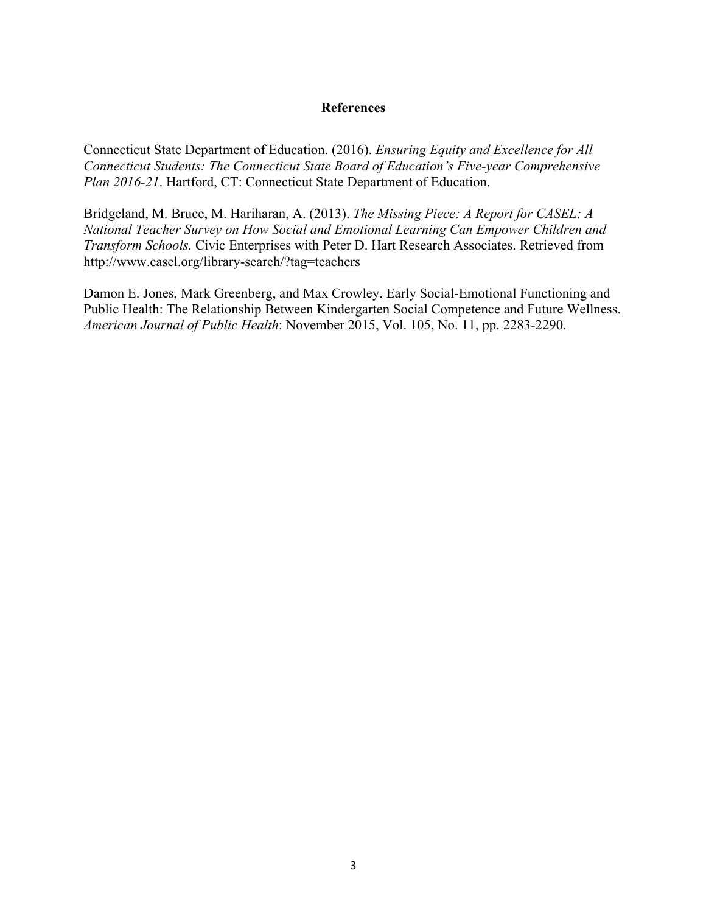## References

Connecticut State Department of Education. (2016). *Ensuring Equity and Excellence for All Connecticut Students: The Connecticut State Board of Education's Five-year Comprehensive Plan 2016-21*. Hartford, CT: Connecticut State Department of Education.

Bridgeland, M. Bruce, M. Hariharan, A. (2013). *The Missing Piece: A Report for CASEL: A National Teacher Survey on How Social and Emotional Learning Can Empower Children and Transform Schools.* Civic Enterprises with Peter D. Hart Research Associates. Retrieved from http://www.casel.org/library-search/?tag=teachers

Damon E. Jones, Mark Greenberg, and Max Crowley. Early Social-Emotional Functioning and Public Health: The Relationship Between Kindergarten Social Competence and Future Wellness. *American Journal of Public Health*: November 2015, Vol. 105, No. 11, pp. 2283-2290.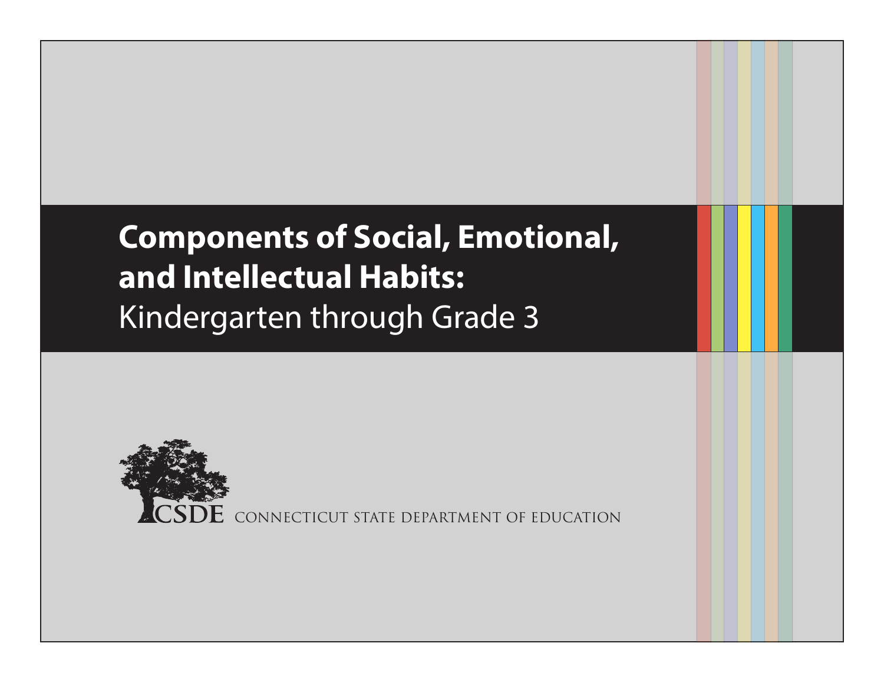# Components of Social, Emotional, and Intellectual Habits:
Kindergarten through Grade 3

CSDE CONNECTICUT STATE DEPARTMENT OF EDUCATION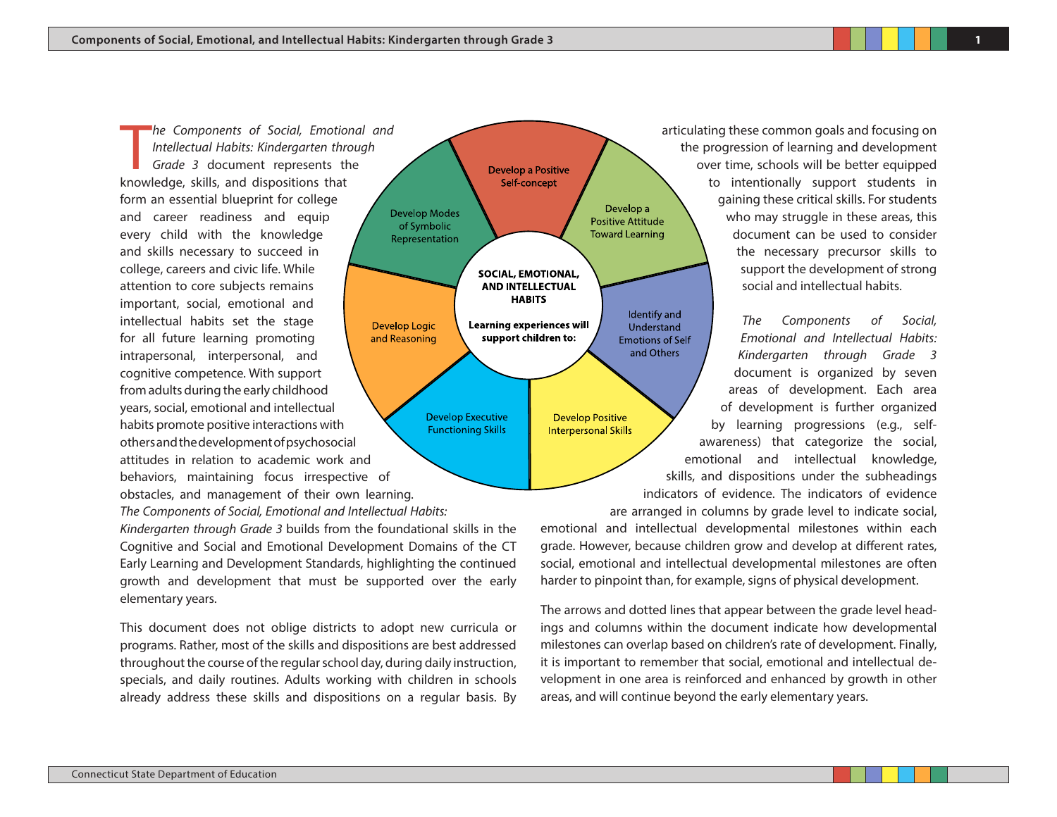*The Components of Social, Emotional and Intellectual Habits: Kindergarten through Grade 3* document represents the knowledge, skills, and dispositions that form an essential blueprint for college and career readiness and equip every child with the knowledge and skills necessary to succeed in college, careers and civic life. While attention to core subjects remains important, social, emotional and intellectual habits set the stage for all future learning promoting intrapersonal, interpersonal, and cognitive competence. With support from adults during the early childhood years, social, emotional and intellectual habits promote positive interactions with others and the development of psychosocial attitudes in relation to academic work and behaviors, maintaining focus irrespective of obstacles, and management of their own learning. *The Components of Social, Emotional and Intellectual Habits: Kindergarten through Grade 3* builds from the foundational skills in the Cognitive and Social and Emotional Development Domains of the CT Early Learning and Development Standards, highlighting the continued growth and development that must be supported over the early elementary years.

**SOCIAL, EMOTIONAL, AND INTELLECTUAL HABITS**

**Learning experiences will support children to:**

- Develop a Positive Self-concept
- Develop a Positive Attitude Toward Learning
- Identify and Understand Emotions of Self and Others
- Develop Positive Interpersonal Skills
- Develop Executive Functioning Skills
- Develop Logic and Reasoning
- Develop Modes of Symbolic Representation

This document does not oblige districts to adopt new curricula or programs. Rather, most of the skills and dispositions are best addressed throughout the course of the regular school day, during daily instruction, specials, and daily routines. Adults working with children in schools already address these skills and dispositions on a regular basis. By articulating these common goals and focusing on the progression of learning and development over time, schools will be better equipped to intentionally support students in gaining these critical skills. For students who may struggle in these areas, this document can be used to consider the necessary precursor skills to support the development of strong social and intellectual habits.

*The Components of Social, Emotional and Intellectual Habits: Kindergarten through Grade 3* document is organized by seven areas of development. Each area of development is further organized by learning progressions (e.g., self-awareness) that categorize the social, emotional and intellectual knowledge, skills, and dispositions under the subheadings indicators of evidence. The indicators of evidence are arranged in columns by grade level to indicate social, emotional and intellectual developmental milestones within each grade. However, because children grow and develop at different rates, social, emotional and intellectual developmental milestones are often harder to pinpoint than, for example, signs of physical development.

The arrows and dotted lines that appear between the grade level headings and columns within the document indicate how developmental milestones can overlap based on children's rate of development. Finally, it is important to remember that social, emotional and intellectual development in one area is reinforced and enhanced by growth in other areas, and will continue beyond the early elementary years.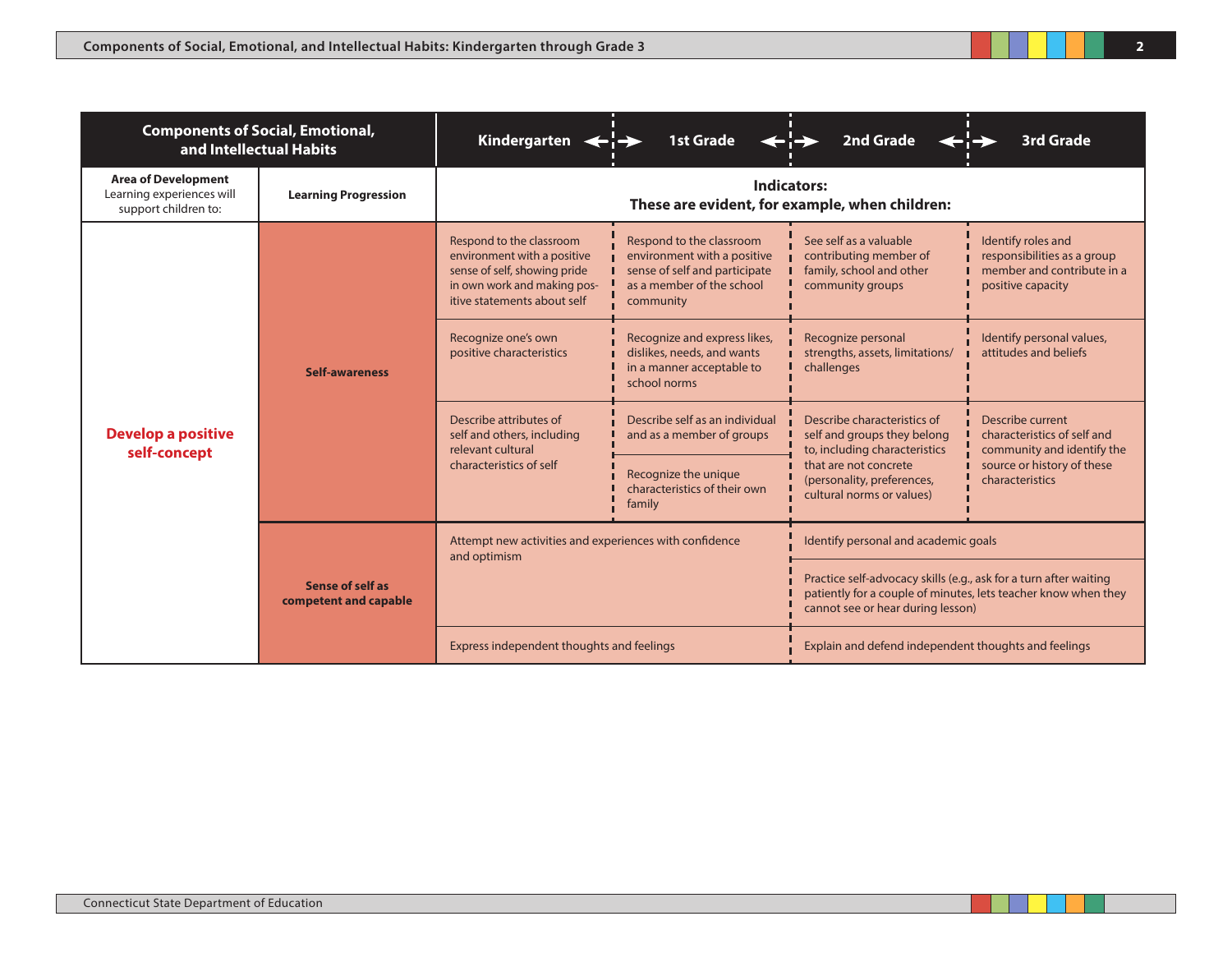| Components of Social, Emotional, and Intellectual Habits | | Kindergarten | 1st Grade | 2nd Grade | 3rd Grade |
|---|---|---|---|---|---|
| **Area of Development** Learning experiences will support children to: | **Learning Progression** | **Indicators: These are evident, for example, when children:** | | | |
| **Develop a positive self-concept** | **Self-awareness** | Respond to the classroom environment with a positive sense of self, showing pride in own work and making positive statements about self | Respond to the classroom environment with a positive sense of self and participate as a member of the school community | See self as a valuable contributing member of family, school and other community groups | Identify roles and responsibilities as a group member and contribute in a positive capacity |
| | | Recognize one's own positive characteristics | Recognize and express likes, dislikes, needs, and wants in a manner acceptable to school norms | Recognize personal strengths, assets, limitations/ challenges | Identify personal values, attitudes and beliefs |
| | | Describe attributes of self and others, including relevant cultural characteristics of self | Describe self as an individual and as a member of groups | Describe characteristics of self and groups they belong to, including characteristics that are not concrete (personality, preferences, cultural norms or values) | Describe current characteristics of self and community and identify the source or history of these characteristics |
| | | | Recognize the unique characteristics of their own family | | |
| | **Sense of self as competent and capable** | Attempt new activities and experiences with confidence and optimism | | Identify personal and academic goals | |
| | | | | Practice self-advocacy skills (e.g., ask for a turn after waiting patiently for a couple of minutes, lets teacher know when they cannot see or hear during lesson) | |
| | | Express independent thoughts and feelings | | Explain and defend independent thoughts and feelings | |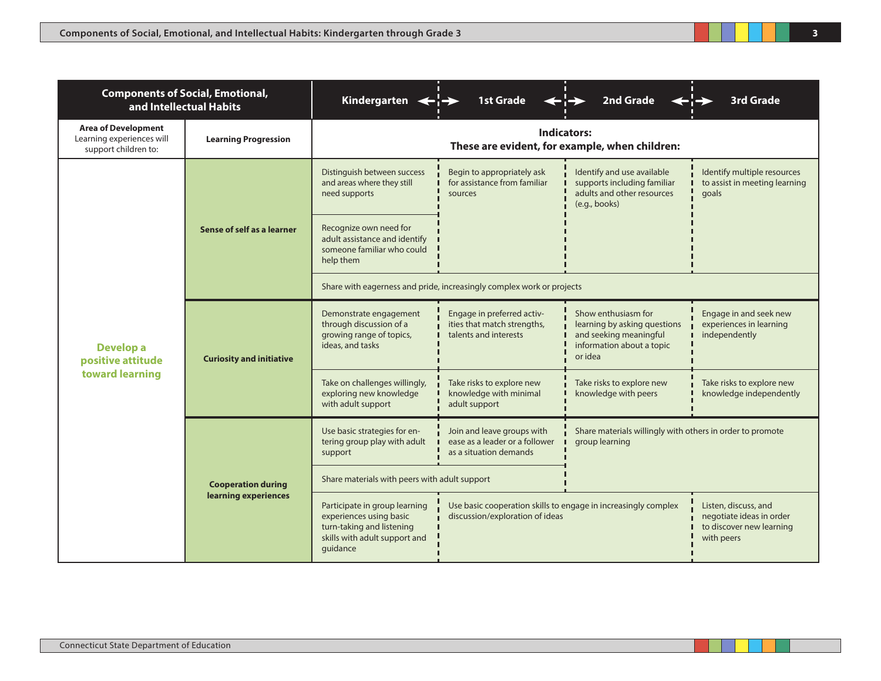| Components of Social, Emotional, and Intellectual Habits | | Kindergarten | 1st Grade | 2nd Grade | 3rd Grade |
|---|---|---|---|---|---|
| **Area of Development** Learning experiences will support children to: | **Learning Progression** | **Indicators: These are evident, for example, when children:** | | | |
| **Develop a positive attitude toward learning** | **Sense of self as a learner** | Distinguish between success and areas where they still need supports | Begin to appropriately ask for assistance from familiar sources | Identify and use available supports including familiar adults and other resources (e.g., books) | Identify multiple resources to assist in meeting learning goals |
| | | Recognize own need for adult assistance and identify someone familiar who could help them | | | |
| | | Share with eagerness and pride, increasingly complex work or projects | | | |
| | **Curiosity and initiative** | Demonstrate engagement through discussion of a growing range of topics, ideas, and tasks | Engage in preferred activities that match strengths, talents and interests | Show enthusiasm for learning by asking questions and seeking meaningful information about a topic or idea | Engage in and seek new experiences in learning independently |
| | | Take on challenges willingly, exploring new knowledge with adult support | Take risks to explore new knowledge with minimal adult support | Take risks to explore new knowledge with peers | Take risks to explore new knowledge independently |
| | **Cooperation during learning experiences** | Use basic strategies for entering group play with adult support | Join and leave groups with ease as a leader or a follower as a situation demands | Share materials willingly with others in order to promote group learning | |
| | | Share materials with peers with adult support | | | |
| | | Participate in group learning experiences using basic turn-taking and listening skills with adult support and guidance | Use basic cooperation skills to engage in increasingly complex discussion/exploration of ideas | | Listen, discuss, and negotiate ideas in order to discover new learning with peers |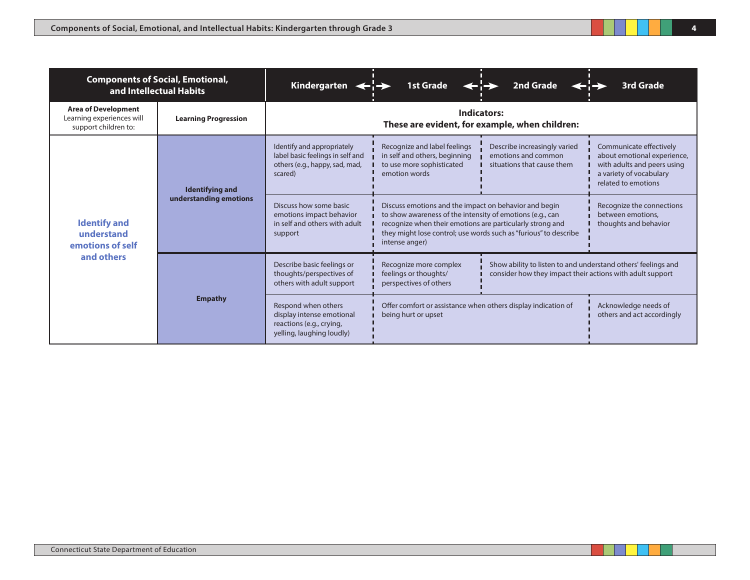| Components of Social, Emotional, and Intellectual Habits | | Kindergarten | 1st Grade | 2nd Grade | 3rd Grade |
|---|---|---|---|---|---|
| **Area of Development** Learning experiences will support children to: | **Learning Progression** | **Indicators: These are evident, for example, when children:** | | | |
| **Identify and understand emotions of self and others** | **Identifying and understanding emotions** | Identify and appropriately label basic feelings in self and others (e.g., happy, sad, mad, scared) | Recognize and label feelings in self and others, beginning to use more sophisticated emotion words | Describe increasingly varied emotions and common situations that cause them | Communicate effectively about emotional experience, with adults and peers using a variety of vocabulary related to emotions |
| | | Discuss how some basic emotions impact behavior in self and others with adult support | Discuss emotions and the impact on behavior and begin to show awareness of the intensity of emotions (e.g., can recognize when their emotions are particularly strong and they might lose control; use words such as "furious" to describe intense anger) | | Recognize the connections between emotions, thoughts and behavior |
| | **Empathy** | Describe basic feelings or thoughts/perspectives of others with adult support | Recognize more complex feelings or thoughts/ perspectives of others | Show ability to listen to and understand others' feelings and consider how they impact their actions with adult support | |
| | | Respond when others display intense emotional reactions (e.g., crying, yelling, laughing loudly) | Offer comfort or assistance when others display indication of being hurt or upset | | Acknowledge needs of others and act accordingly |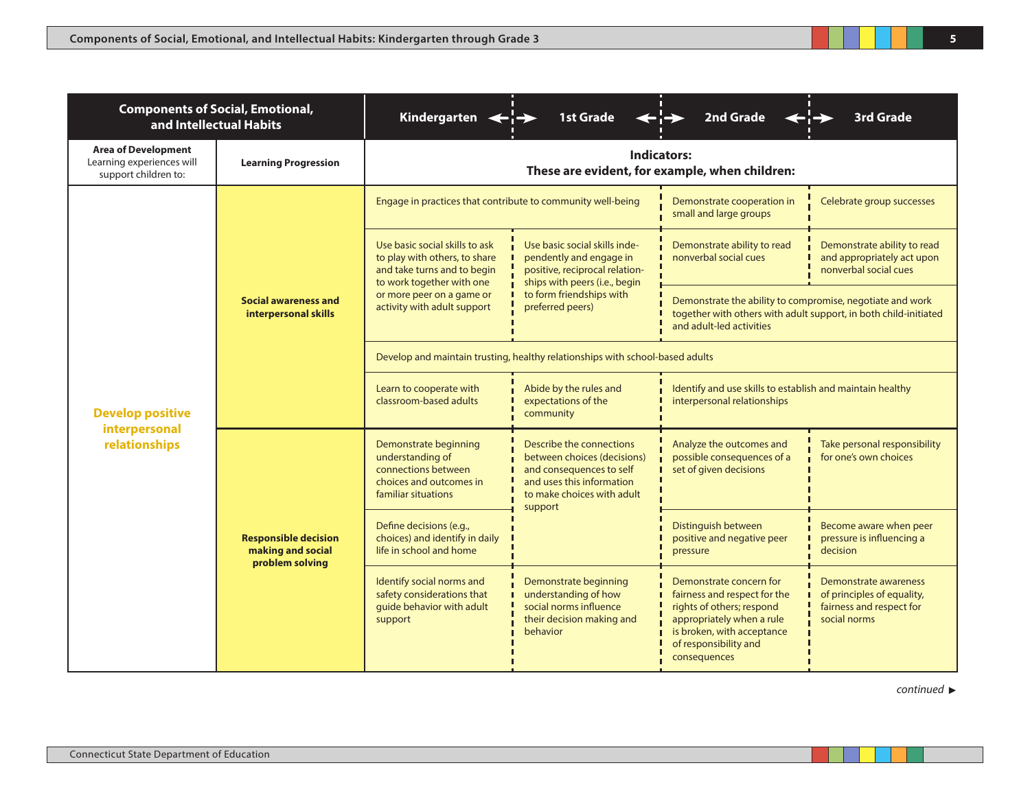| Components of Social, Emotional, and Intellectual Habits | | Kindergarten | 1st Grade | 2nd Grade | 3rd Grade |
|---|---|---|---|---|---|
| **Area of Development** Learning experiences will support children to: | **Learning Progression** | **Indicators: These are evident, for example, when children:** | | | |
| **Develop positive interpersonal relationships** | **Social awareness and interpersonal skills** | Engage in practices that contribute to community well-being | | Demonstrate cooperation in small and large groups | Celebrate group successes |
| | | Use basic social skills to ask to play with others, to share and take turns and to begin to work together with one or more peer on a game or activity with adult support | Use basic social skills independently and engage in positive, reciprocal relationships with peers (i.e., begin to form friendships with preferred peers) | Demonstrate ability to read nonverbal social cues | Demonstrate ability to read and appropriately act upon nonverbal social cues |
| | | | | Demonstrate the ability to compromise, negotiate and work together with others with adult support, in both child-initiated and adult-led activities | |
| | | Develop and maintain trusting, healthy relationships with school-based adults | | | |
| | | Learn to cooperate with classroom-based adults | Abide by the rules and expectations of the community | Identify and use skills to establish and maintain healthy interpersonal relationships | |
| | **Responsible decision making and social problem solving** | Demonstrate beginning understanding of connections between choices and outcomes in familiar situations | Describe the connections between choices (decisions) and consequences to self and uses this information to make choices with adult support | Analyze the outcomes and possible consequences of a set of given decisions | Take personal responsibility for one's own choices |
| | | Define decisions (e.g., choices) and identify in daily life in school and home | | Distinguish between positive and negative peer pressure | Become aware when peer pressure is influencing a decision |
| | | Identify social norms and safety considerations that guide behavior with adult support | Demonstrate beginning understanding of how social norms influence their decision making and behavior | Demonstrate concern for fairness and respect for the rights of others; respond appropriately when a rule is broken, with acceptance of responsibility and consequences | Demonstrate awareness of principles of equality, fairness and respect for social norms |

*continued* ▶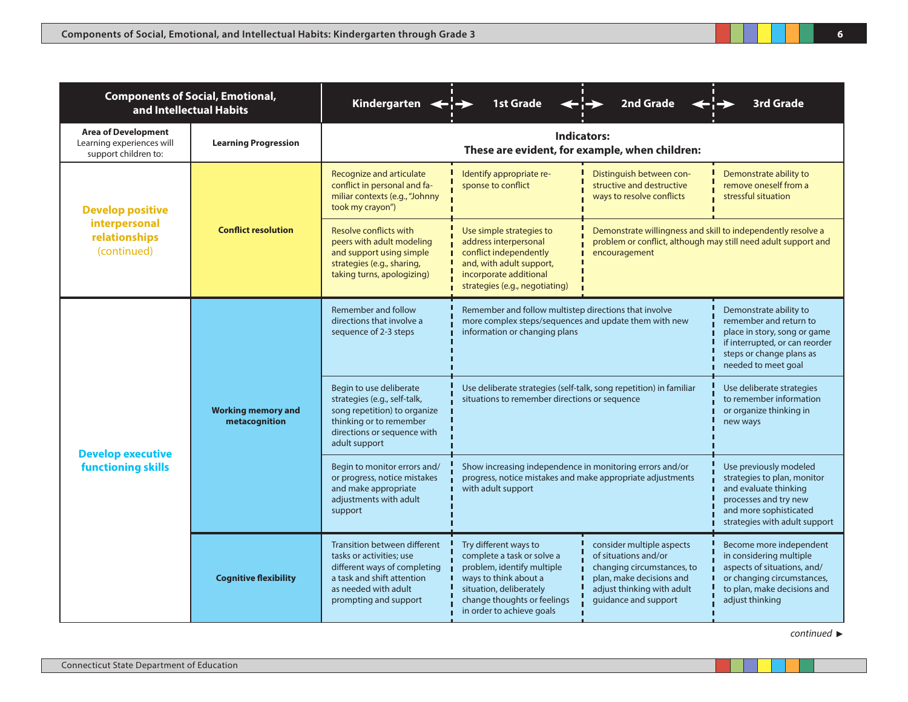| Components of Social, Emotional, and Intellectual Habits | | Kindergarten | 1st Grade | 2nd Grade | 3rd Grade |
|---|---|---|---|---|---|
| **Area of Development** Learning experiences will support children to: | **Learning Progression** | **Indicators: These are evident, for example, when children:** | | | |
| **Develop positive interpersonal relationships** (continued) | **Conflict resolution** | Recognize and articulate conflict in personal and familiar contexts (e.g.,"Johnny took my crayon") | Identify appropriate response to conflict | Distinguish between constructive and destructive ways to resolve conflicts | Demonstrate ability to remove oneself from a stressful situation |
| | | Resolve conflicts with peers with adult modeling and support using simple strategies (e.g., sharing, taking turns, apologizing) | Use simple strategies to address interpersonal conflict independently and, with adult support, incorporate additional strategies (e.g., negotiating) | Demonstrate willingness and skill to independently resolve a problem or conflict, although may still need adult support and encouragement | |
| **Develop executive functioning skills** | **Working memory and metacognition** | Remember and follow directions that involve a sequence of 2-3 steps | Remember and follow multistep directions that involve more complex steps/sequences and update them with new information or changing plans | | Demonstrate ability to remember and return to place in story, song or game if interrupted, or can reorder steps or change plans as needed to meet goal |
| | | Begin to use deliberate strategies (e.g., self-talk, song repetition) to organize thinking or to remember directions or sequence with adult support | Use deliberate strategies (self-talk, song repetition) in familiar situations to remember directions or sequence | | Use deliberate strategies to remember information or organize thinking in new ways |
| | | Begin to monitor errors and/or progress, notice mistakes and make appropriate adjustments with adult support | Show increasing independence in monitoring errors and/or progress, notice mistakes and make appropriate adjustments with adult support | | Use previously modeled strategies to plan, monitor and evaluate thinking processes and try new and more sophisticated strategies with adult support |
| | **Cognitive flexibility** | Transition between different tasks or activities; use different ways of completing a task and shift attention as needed with adult prompting and support | Try different ways to complete a task or solve a problem, identify multiple ways to think about a situation, deliberately change thoughts or feelings in order to achieve goals | consider multiple aspects of situations and/or changing circumstances, to plan, make decisions and adjust thinking with adult guidance and support | Become more independent in considering multiple aspects of situations, and/or changing circumstances, to plan, make decisions and adjust thinking |

*continued* ►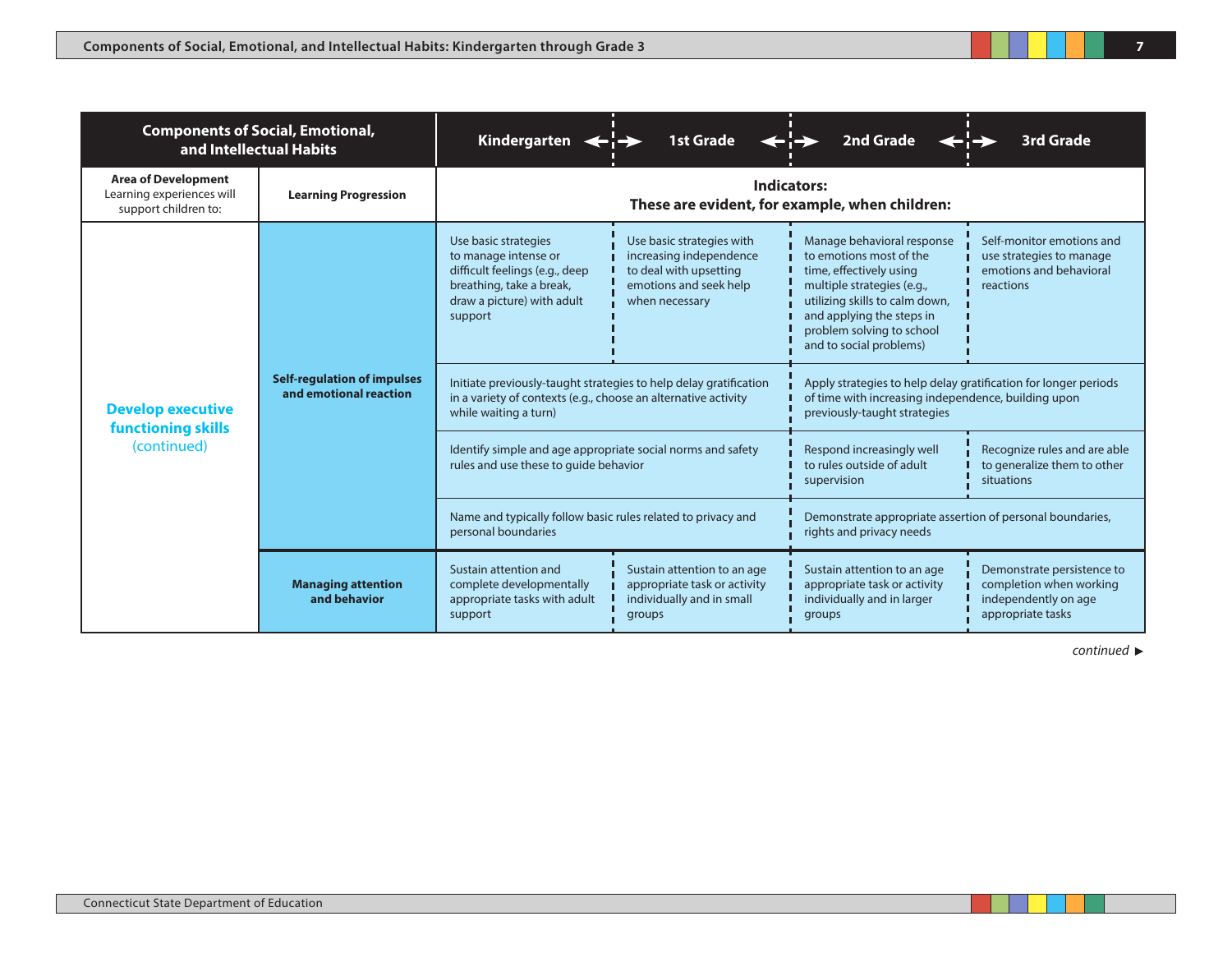| Components of Social, Emotional, and Intellectual Habits | | Kindergarten | 1st Grade | 2nd Grade | 3rd Grade |
|---|---|---|---|---|---|
| **Area of Development** Learning experiences will support children to: | **Learning Progression** | **Indicators: These are evident, for example, when children:** | | | |
| **Develop executive functioning skills** (continued) | **Self-regulation of impulses and emotional reaction** | Use basic strategies to manage intense or difficult feelings (e.g., deep breathing, take a break, draw a picture) with adult support | Use basic strategies with increasing independence to deal with upsetting emotions and seek help when necessary | Manage behavioral response to emotions most of the time, effectively using multiple strategies (e.g., utilizing skills to calm down, and applying the steps in problem solving to school and to social problems) | Self-monitor emotions and use strategies to manage emotions and behavioral reactions |
| | | Initiate previously-taught strategies to help delay gratification in a variety of contexts (e.g., choose an alternative activity while waiting a turn) | | Apply strategies to help delay gratification for longer periods of time with increasing independence, building upon previously-taught strategies | |
| | | Identify simple and age appropriate social norms and safety rules and use these to guide behavior | | Respond increasingly well to rules outside of adult supervision | Recognize rules and are able to generalize them to other situations |
| | | Name and typically follow basic rules related to privacy and personal boundaries | | Demonstrate appropriate assertion of personal boundaries, rights and privacy needs | |
| | **Managing attention and behavior** | Sustain attention and complete developmentally appropriate tasks with adult support | Sustain attention to an age appropriate task or activity individually and in small groups | Sustain attention to an age appropriate task or activity individually and in larger groups | Demonstrate persistence to completion when working independently on age appropriate tasks |

*continued* ▶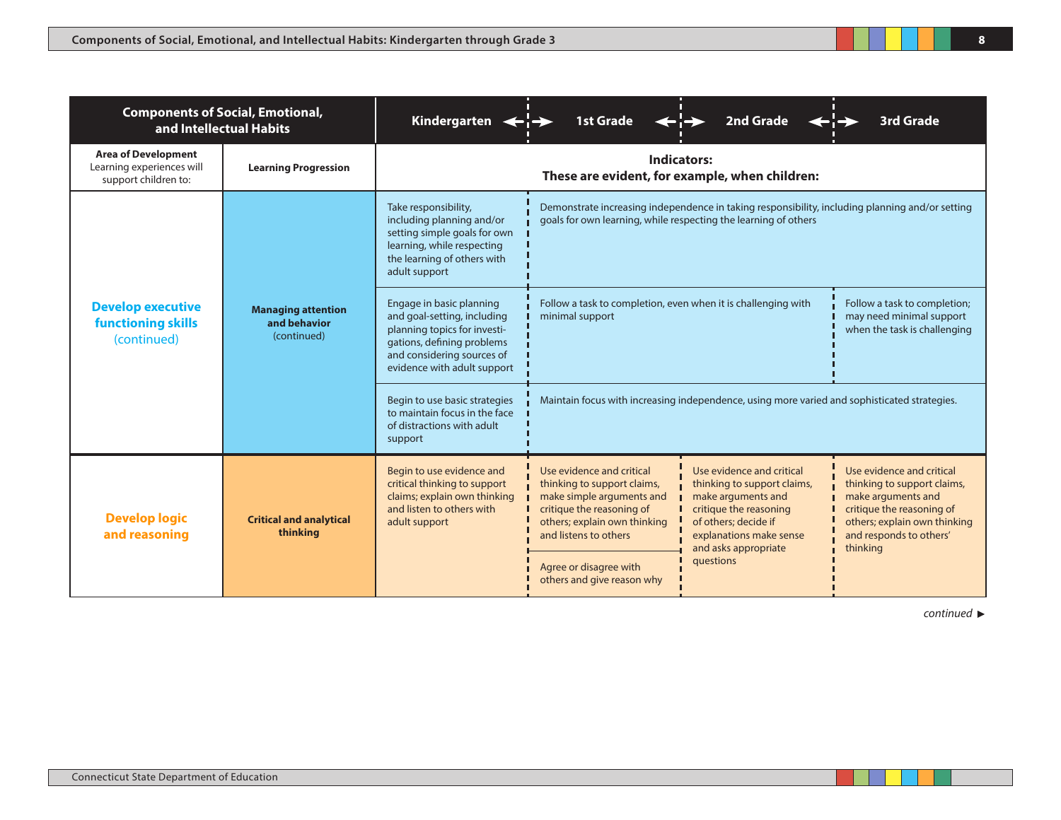| Components of Social, Emotional, and Intellectual Habits | | Kindergarten | 1st Grade | 2nd Grade | 3rd Grade |
|---|---|---|---|---|---|
| **Area of Development** Learning experiences will support children to: | **Learning Progression** | **Indicators: These are evident, for example, when children:** | | | |
| **Develop executive functioning skills** (continued) | **Managing attention and behavior** (continued) | Take responsibility, including planning and/or setting simple goals for own learning, while respecting the learning of others with adult support | Demonstrate increasing independence in taking responsibility, including planning and/or setting goals for own learning, while respecting the learning of others | | |
| | | Engage in basic planning and goal-setting, including planning topics for investigations, defining problems and considering sources of evidence with adult support | Follow a task to completion, even when it is challenging with minimal support | | Follow a task to completion; may need minimal support when the task is challenging |
| | | Begin to use basic strategies to maintain focus in the face of distractions with adult support | Maintain focus with increasing independence, using more varied and sophisticated strategies. | | |
| **Develop logic and reasoning** | **Critical and analytical thinking** | Begin to use evidence and critical thinking to support claims; explain own thinking and listen to others with adult support | Use evidence and critical thinking to support claims, make simple arguments and critique the reasoning of others; explain own thinking and listens to others<br><br>Agree or disagree with others and give reason why | Use evidence and critical thinking to support claims, make arguments and critique the reasoning of others; decide if explanations make sense and asks appropriate questions | Use evidence and critical thinking to support claims, make arguments and critique the reasoning of others; explain own thinking and responds to others' thinking |

*continued* ►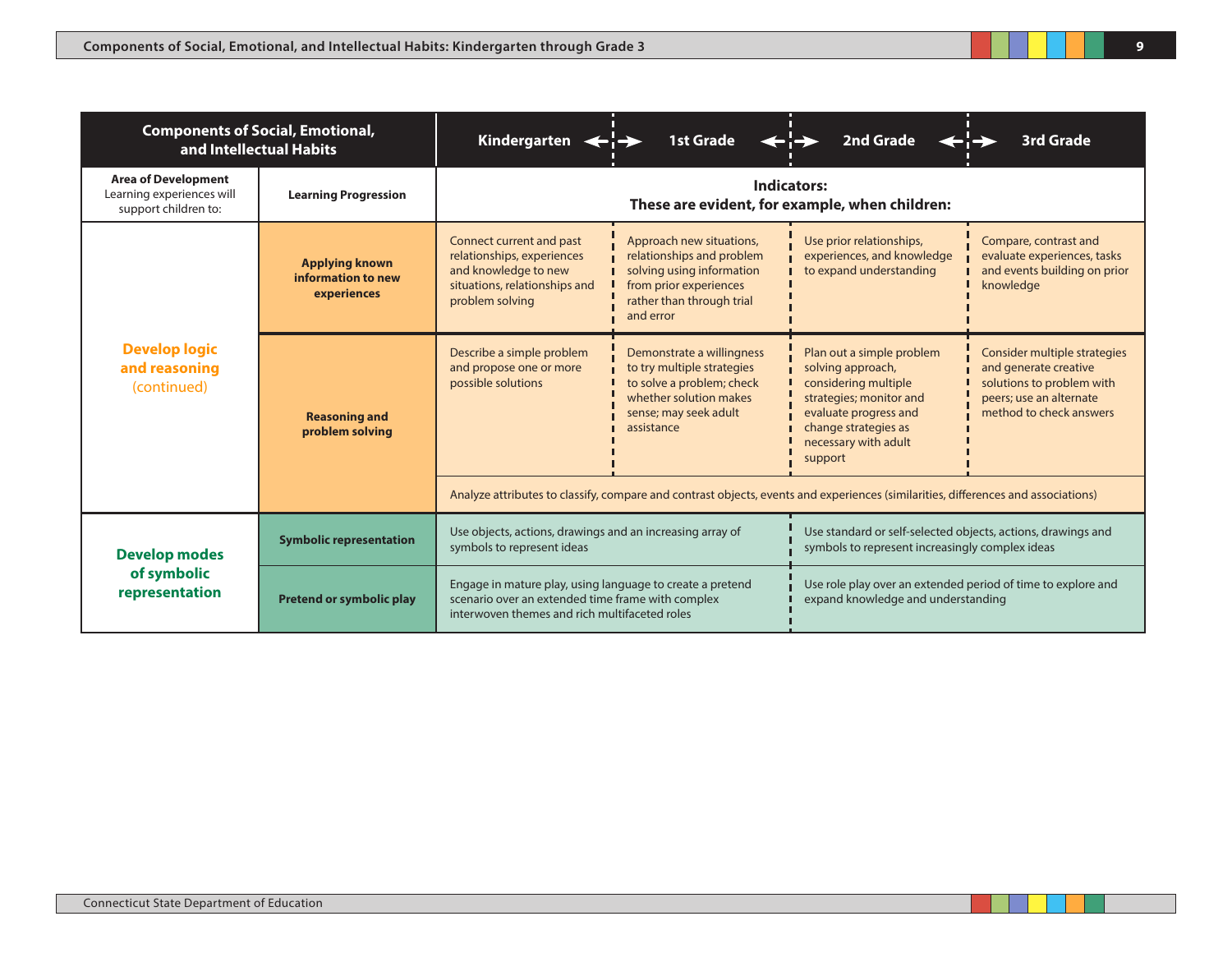| Components of Social, Emotional, and Intellectual Habits | | Kindergarten | 1st Grade | 2nd Grade | 3rd Grade |
|---|---|---|---|---|---|
| **Area of Development** Learning experiences will support children to: | **Learning Progression** | **Indicators: These are evident, for example, when children:** | | | |
| **Develop logic and reasoning** (continued) | **Applying known information to new experiences** | Connect current and past relationships, experiences and knowledge to new situations, relationships and problem solving | Approach new situations, relationships and problem solving using information from prior experiences rather than through trial and error | Use prior relationships, experiences, and knowledge to expand understanding | Compare, contrast and evaluate experiences, tasks and events building on prior knowledge |
| | **Reasoning and problem solving** | Describe a simple problem and propose one or more possible solutions | Demonstrate a willingness to try multiple strategies to solve a problem; check whether solution makes sense; may seek adult assistance | Plan out a simple problem solving approach, considering multiple strategies; monitor and evaluate progress and change strategies as necessary with adult support | Consider multiple strategies and generate creative solutions to problem with peers; use an alternate method to check answers |
| | | Analyze attributes to classify, compare and contrast objects, events and experiences (similarities, differences and associations) | | | |
| **Develop modes of symbolic representation** | **Symbolic representation** | Use objects, actions, drawings and an increasing array of symbols to represent ideas | | Use standard or self-selected objects, actions, drawings and symbols to represent increasingly complex ideas | |
| | **Pretend or symbolic play** | Engage in mature play, using language to create a pretend scenario over an extended time frame with complex interwoven themes and rich multifaceted roles | | Use role play over an extended period of time to explore and expand knowledge and understanding | |